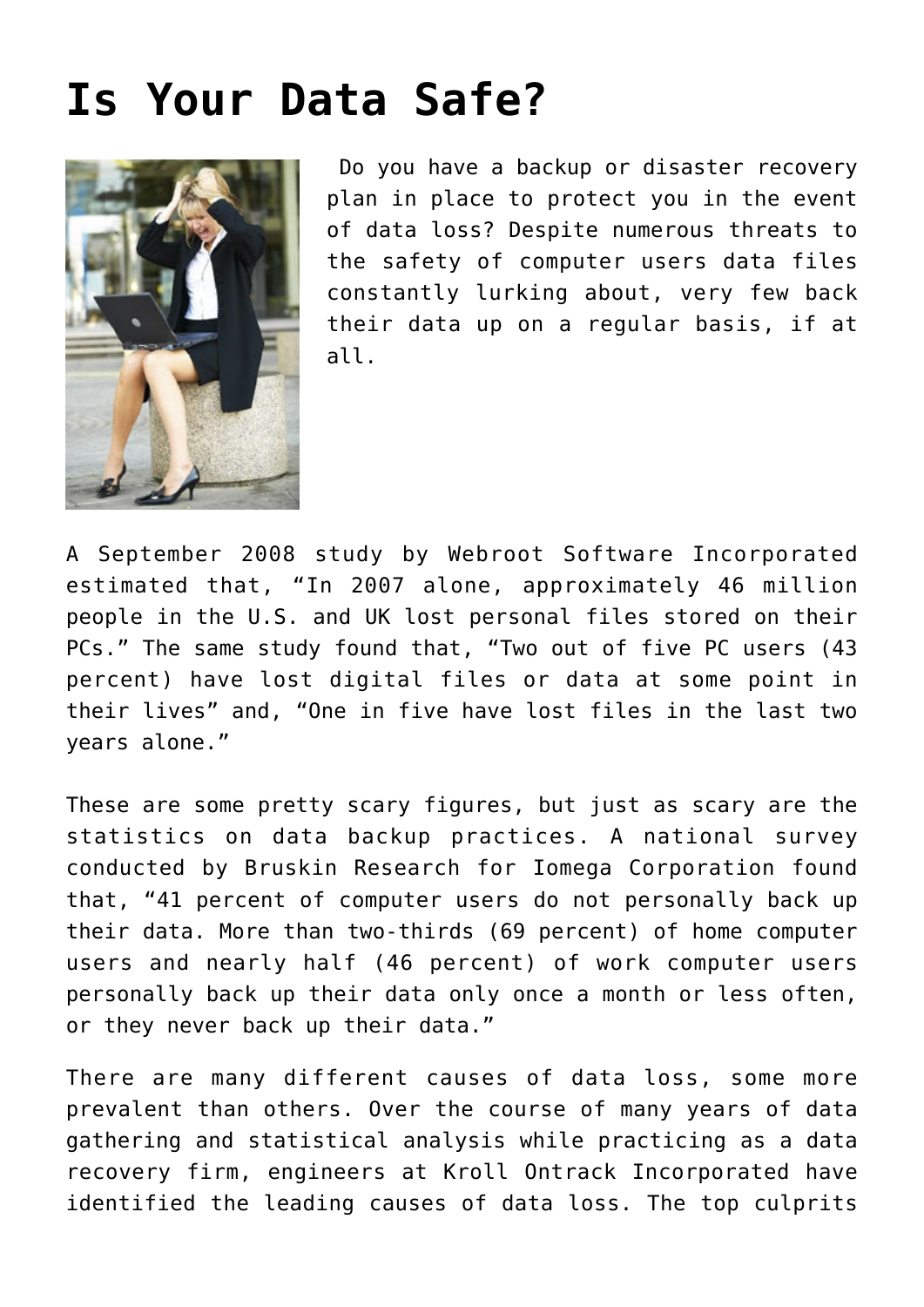# Is Your Data Safe?

Do you have a backup or disaster recovery plan in place to protect you in the event of data loss? Despite numerous threats to the safety of computer users data files constantly lurking about, very few back their data up on a regular basis, if at all.

A September 2008 study by Webroot Software Incorporated estimated that, "In 2007 alone, approximately 46 million people in the U.S. and UK lost personal files stored on their PCs." The same study found that, "Two out of five PC users (43 percent) have lost digital files or data at some point in their lives" and, "One in five have lost files in the last two years alone."

These are some pretty scary figures, but just as scary are the statistics on data backup practices. A national survey conducted by Bruskin Research for Iomega Corporation found that, "41 percent of computer users do not personally back up their data. More than two-thirds (69 percent) of home computer users and nearly half (46 percent) of work computer users personally back up their data only once a month or less often, or they never back up their data."

There are many different causes of data loss, some more prevalent than others. Over the course of many years of data gathering and statistical analysis while practicing as a data recovery firm, engineers at Kroll Ontrack Incorporated have identified the leading causes of data loss. The top culprits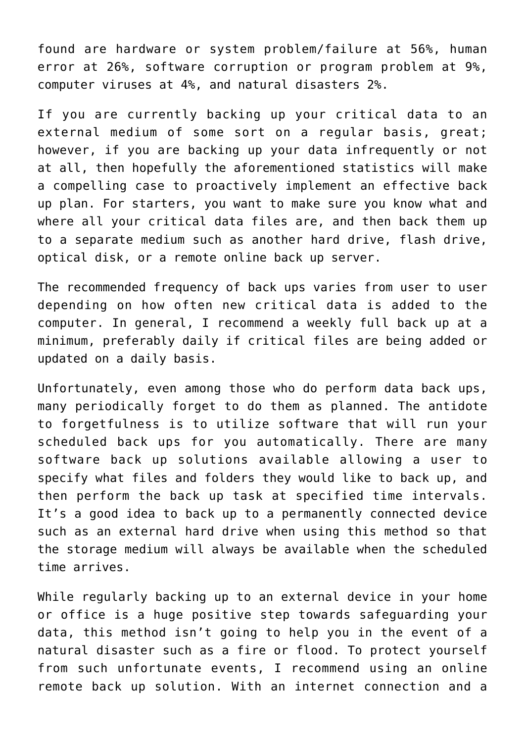found are hardware or system problem/failure at 56%, human error at 26%, software corruption or program problem at 9%, computer viruses at 4%, and natural disasters 2%.

If you are currently backing up your critical data to an external medium of some sort on a regular basis, great; however, if you are backing up your data infrequently or not at all, then hopefully the aforementioned statistics will make a compelling case to proactively implement an effective back up plan. For starters, you want to make sure you know what and where all your critical data files are, and then back them up to a separate medium such as another hard drive, flash drive, optical disk, or a remote online back up server.

The recommended frequency of back ups varies from user to user depending on how often new critical data is added to the computer. In general, I recommend a weekly full back up at a minimum, preferably daily if critical files are being added or updated on a daily basis.

Unfortunately, even among those who do perform data back ups, many periodically forget to do them as planned. The antidote to forgetfulness is to utilize software that will run your scheduled back ups for you automatically. There are many software back up solutions available allowing a user to specify what files and folders they would like to back up, and then perform the back up task at specified time intervals. It's a good idea to back up to a permanently connected device such as an external hard drive when using this method so that the storage medium will always be available when the scheduled time arrives.

While regularly backing up to an external device in your home or office is a huge positive step towards safeguarding your data, this method isn't going to help you in the event of a natural disaster such as a fire or flood. To protect yourself from such unfortunate events, I recommend using an online remote back up solution. With an internet connection and a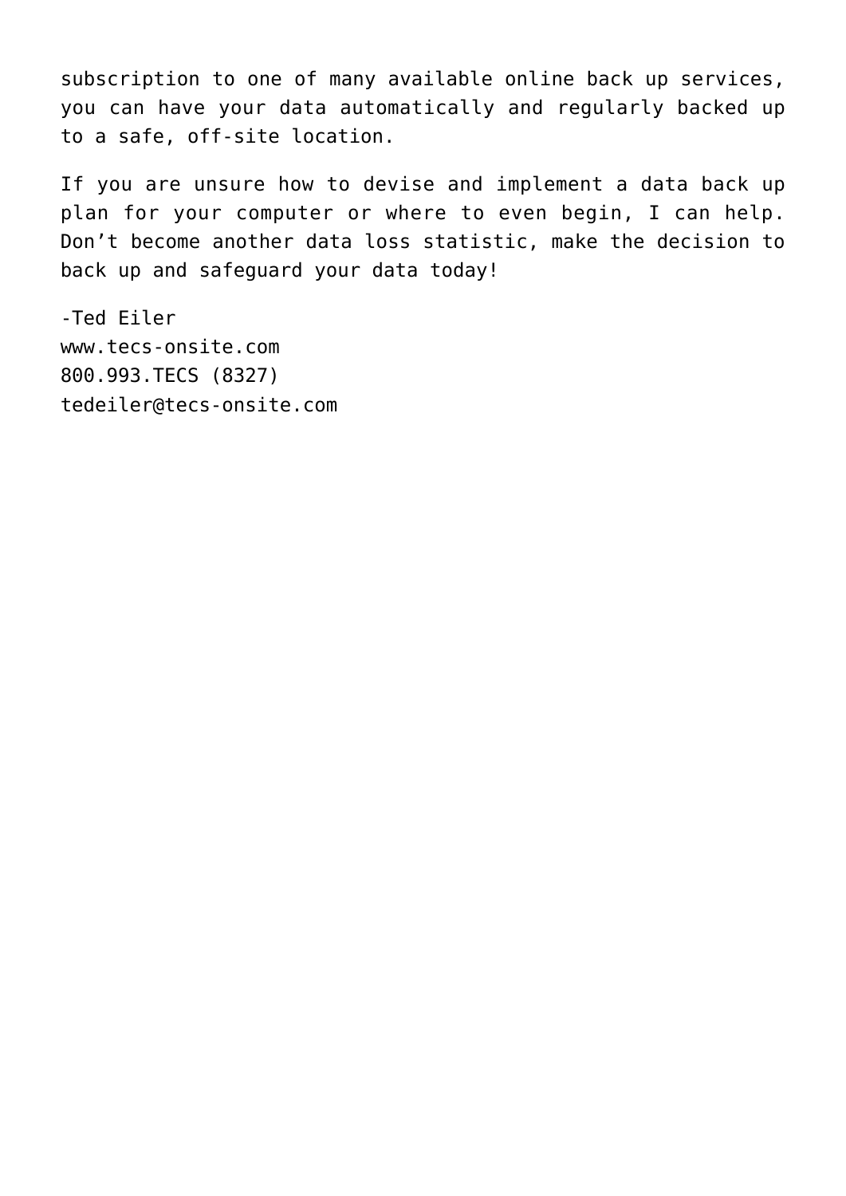subscription to one of many available online back up services, you can have your data automatically and regularly backed up to a safe, off-site location.

If you are unsure how to devise and implement a data back up plan for your computer or where to even begin, I can help. Don't become another data loss statistic, make the decision to back up and safeguard your data today!

-Ted Eiler
www.tecs-onsite.com
800.993.TECS (8327)
tedeiler@tecs-onsite.com